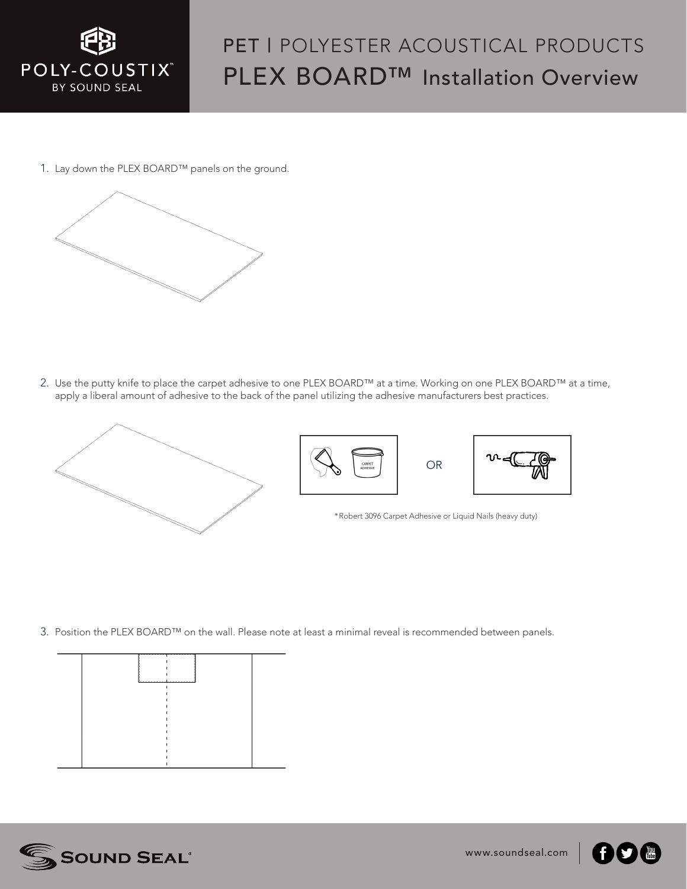POLY-COUSTIX™
BY SOUND SEAL

# PET | POLYESTER ACOUSTICAL PRODUCTS
# PLEX BOARD™ Installation Overview

1. Lay down the PLEX BOARD™ panels on the ground.

2. Use the putty knife to place the carpet adhesive to one PLEX BOARD™ at a time. Working on one PLEX BOARD™ at a time, apply a liberal amount of adhesive to the back of the panel utilizing the adhesive manufacturers best practices.

CARPET ADHESIVE

OR

*Robert 3096 Carpet Adhesive or Liquid Nails (heavy duty)

3. Position the PLEX BOARD™ on the wall. Please note at least a minimal reveal is recommended between panels.

SOUND SEAL®

www.soundseal.com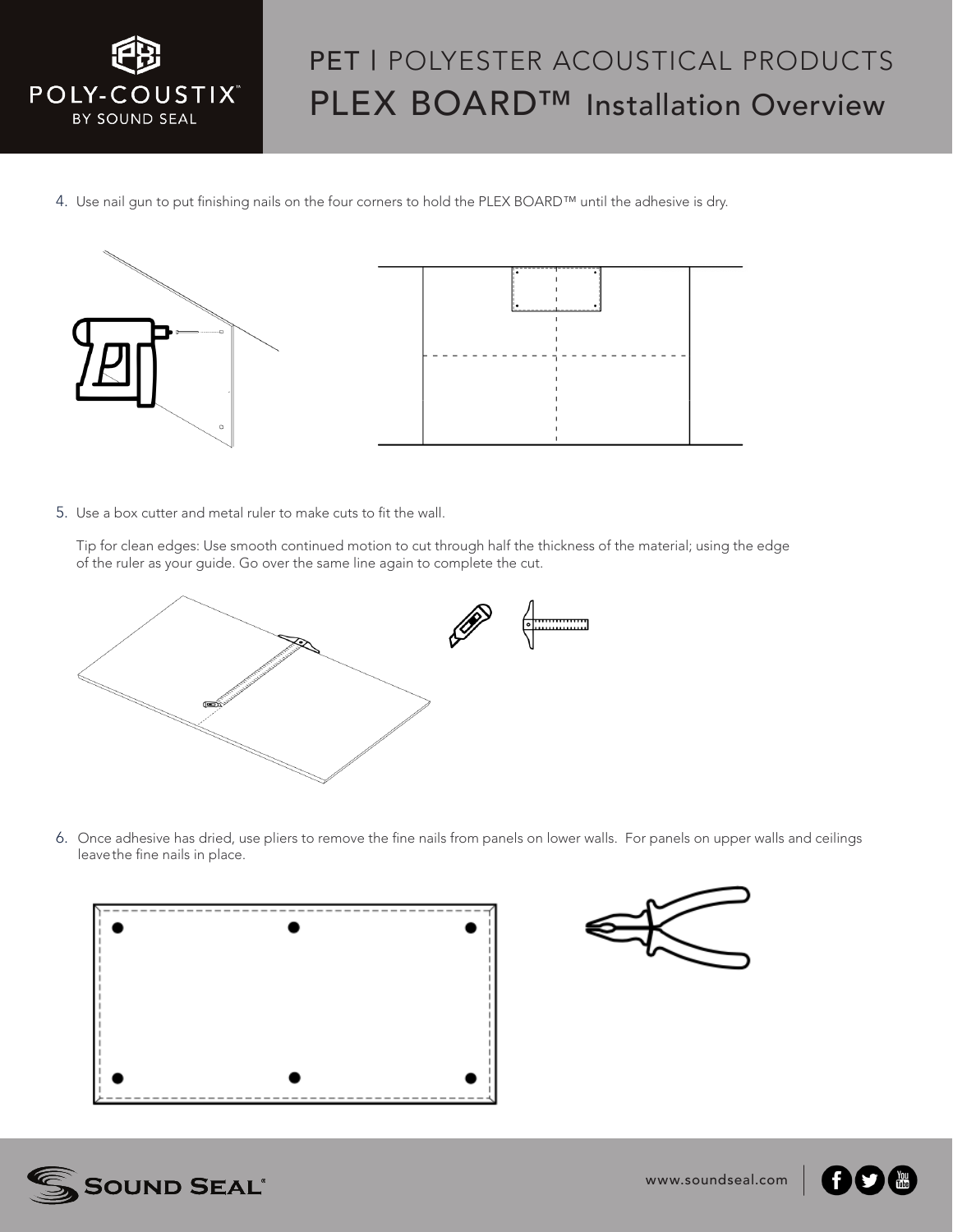4. Use nail gun to put finishing nails on the four corners to hold the PLEX BOARD™ until the adhesive is dry.

5. Use a box cutter and metal ruler to make cuts to fit the wall.

   Tip for clean edges: Use smooth continued motion to cut through half the thickness of the material; using the edge of the ruler as your guide. Go over the same line again to complete the cut.

6. Once adhesive has dried, use pliers to remove the fine nails from panels on lower walls. For panels on upper walls and ceilings leave the fine nails in place.